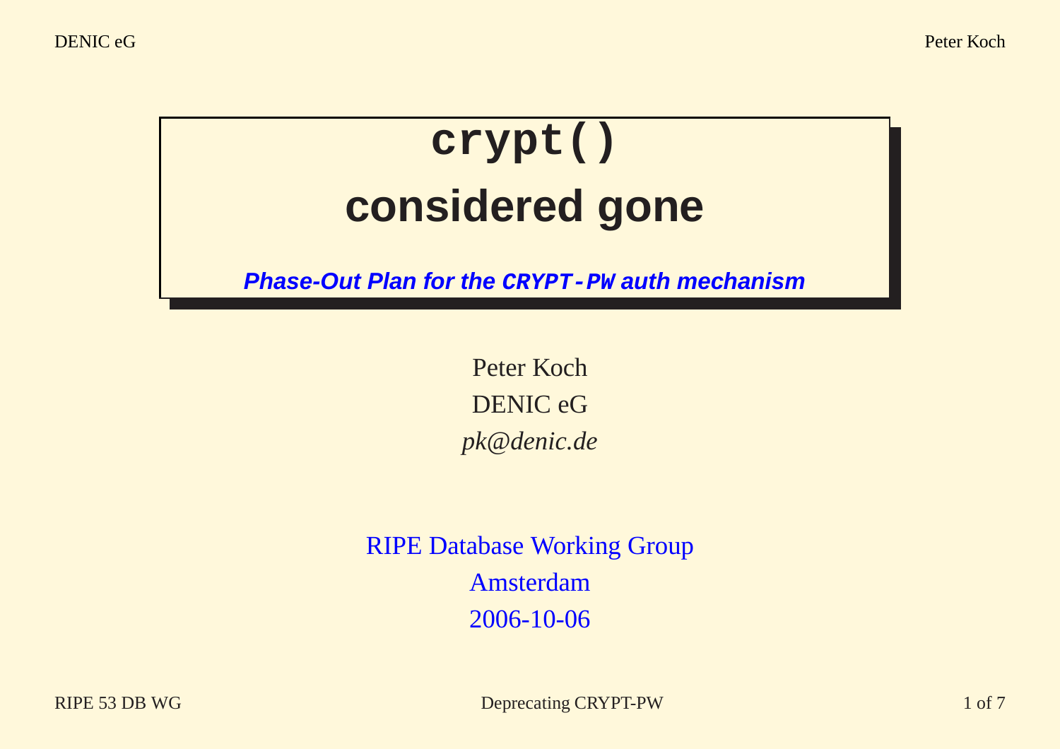# `crypt()` considered gone

***Phase-Out Plan for the `CRYPT-PW` auth mechanism***

Peter Koch

DENIC eG

*pk@denic.de*

RIPE Database Working Group

Amsterdam

2006-10-06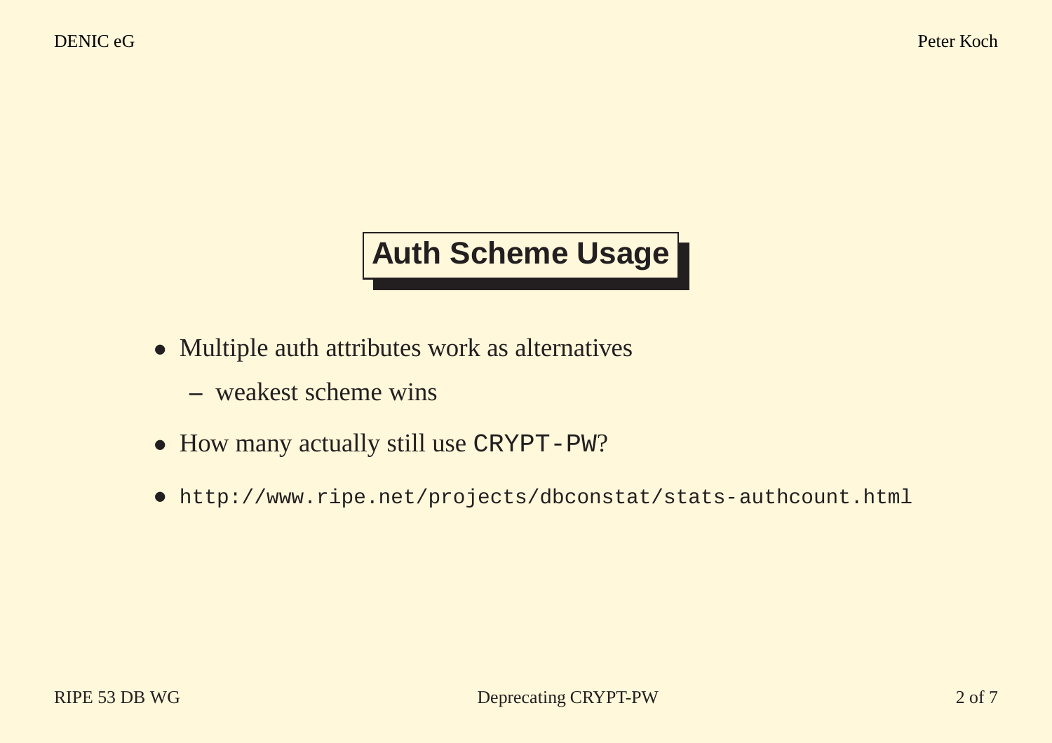# Auth Scheme Usage

- Multiple auth attributes work as alternatives
  - weakest scheme wins
- How many actually still use `CRYPT-PW`?
- `http://www.ripe.net/projects/dbconstat/stats-authcount.html`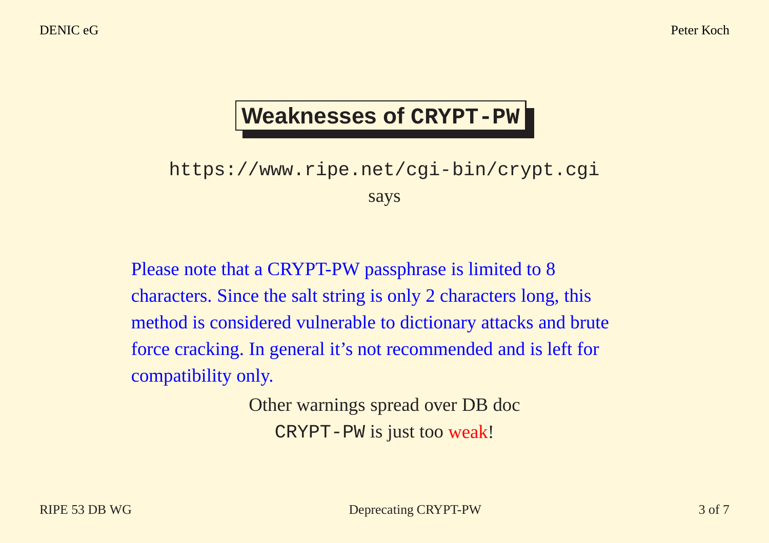# Weaknesses of `CRYPT-PW`

`https://www.ripe.net/cgi-bin/crypt.cgi`

says

Please note that a CRYPT-PW passphrase is limited to 8 characters. Since the salt string is only 2 characters long, this method is considered vulnerable to dictionary attacks and brute force cracking. In general it's not recommended and is left for compatibility only.

Other warnings spread over DB doc

`CRYPT-PW` is just too weak!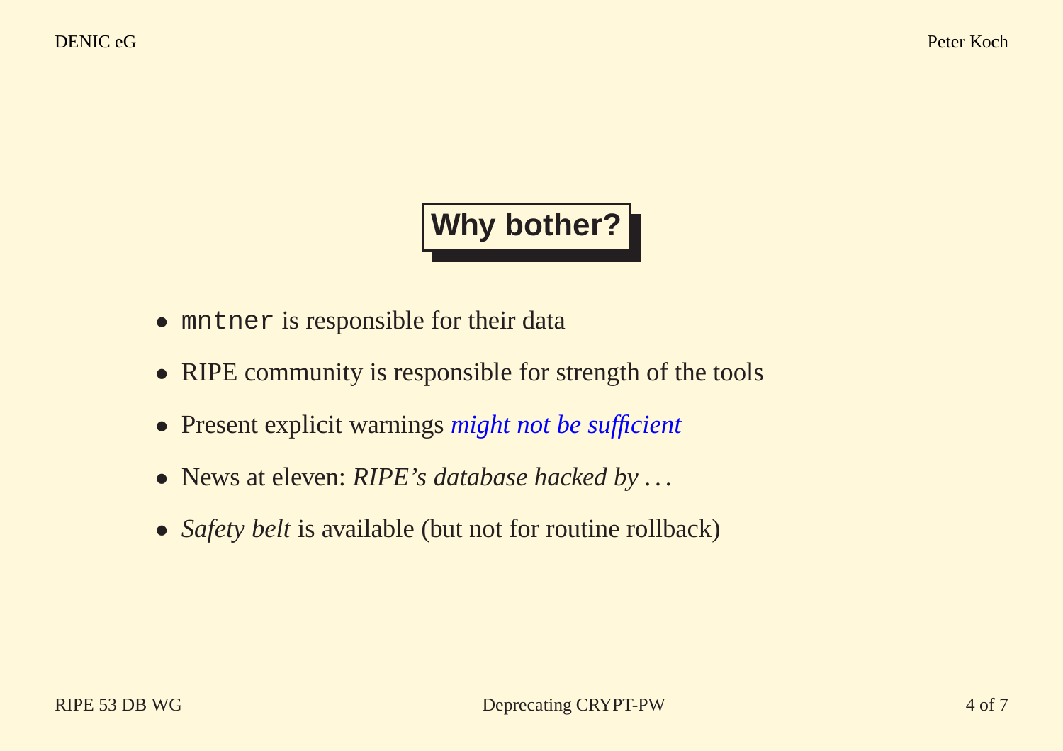# Why bother?

- `mntner` is responsible for their data
- RIPE community is responsible for strength of the tools
- Present explicit warnings *might not be sufficient*
- News at eleven: *RIPE's database hacked by* ...
- *Safety belt* is available (but not for routine rollback)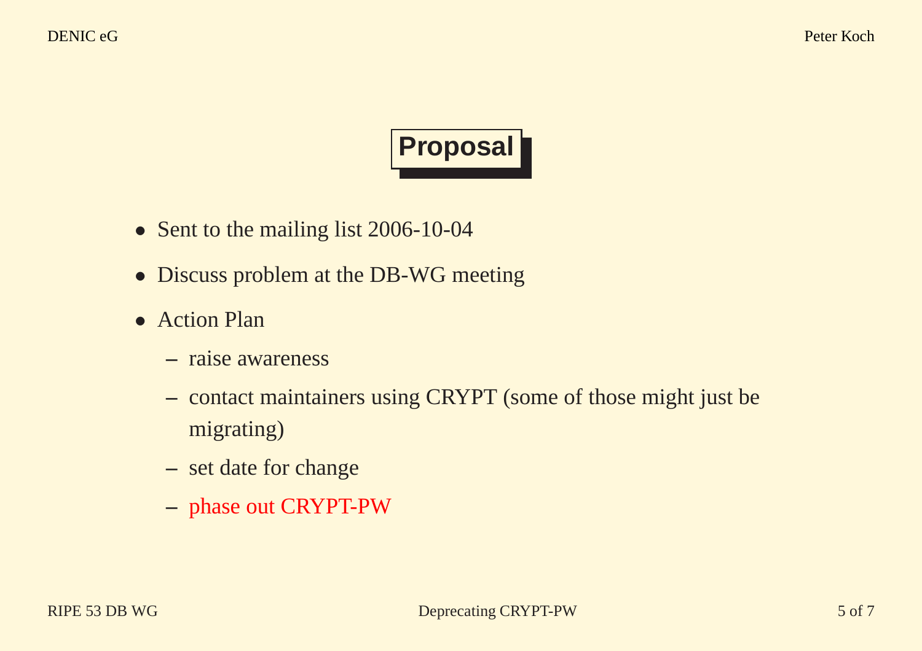# Proposal

- Sent to the mailing list 2006-10-04
- Discuss problem at the DB-WG meeting
- Action Plan
  - raise awareness
  - contact maintainers using CRYPT (some of those might just be migrating)
  - set date for change
  - phase out CRYPT-PW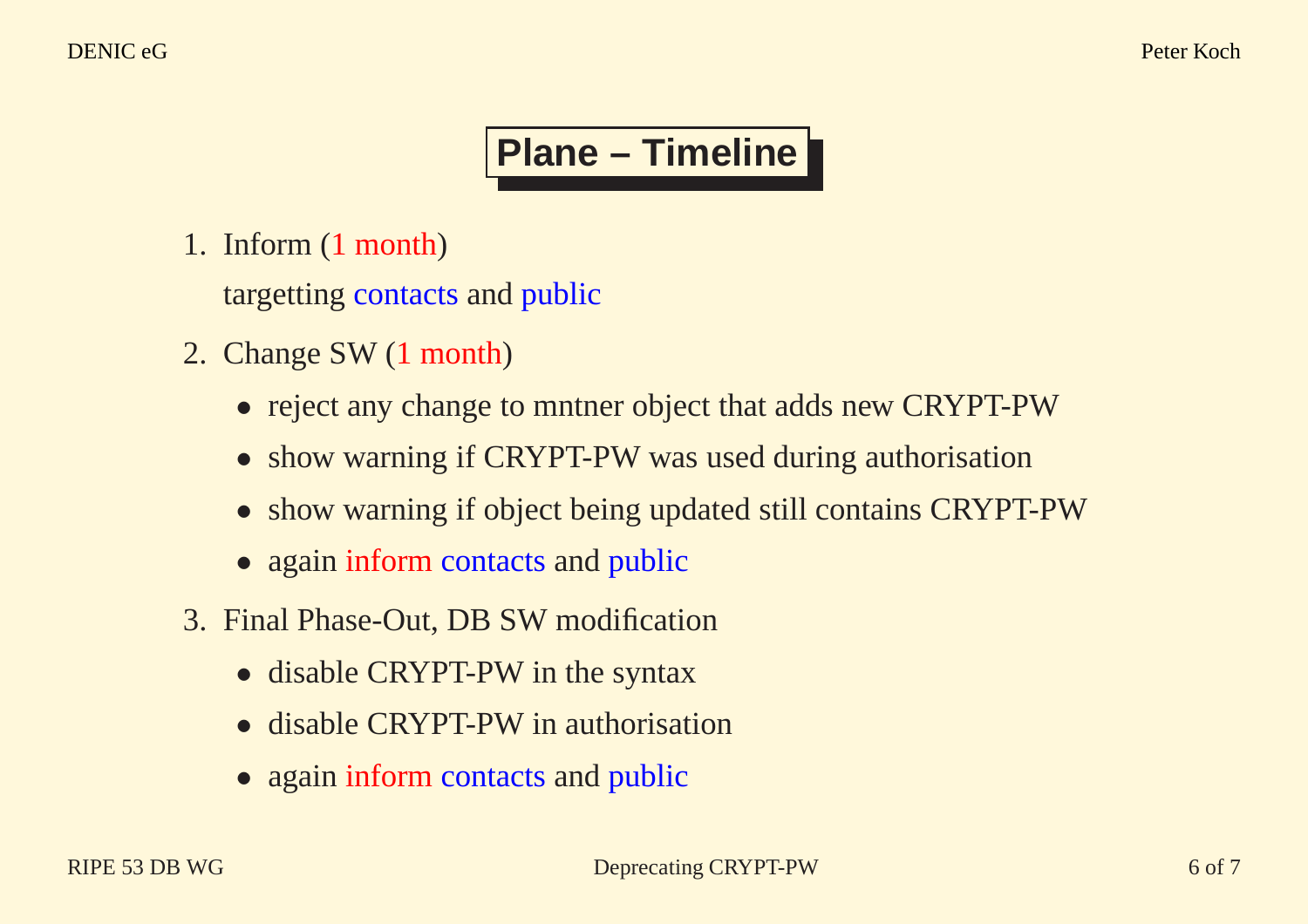# Plane – Timeline

1. Inform (1 month)

   targetting contacts and public

2. Change SW (1 month)

   - reject any change to mntner object that adds new CRYPT-PW
   - show warning if CRYPT-PW was used during authorisation
   - show warning if object being updated still contains CRYPT-PW
   - again inform contacts and public

3. Final Phase-Out, DB SW modification

   - disable CRYPT-PW in the syntax
   - disable CRYPT-PW in authorisation
   - again inform contacts and public